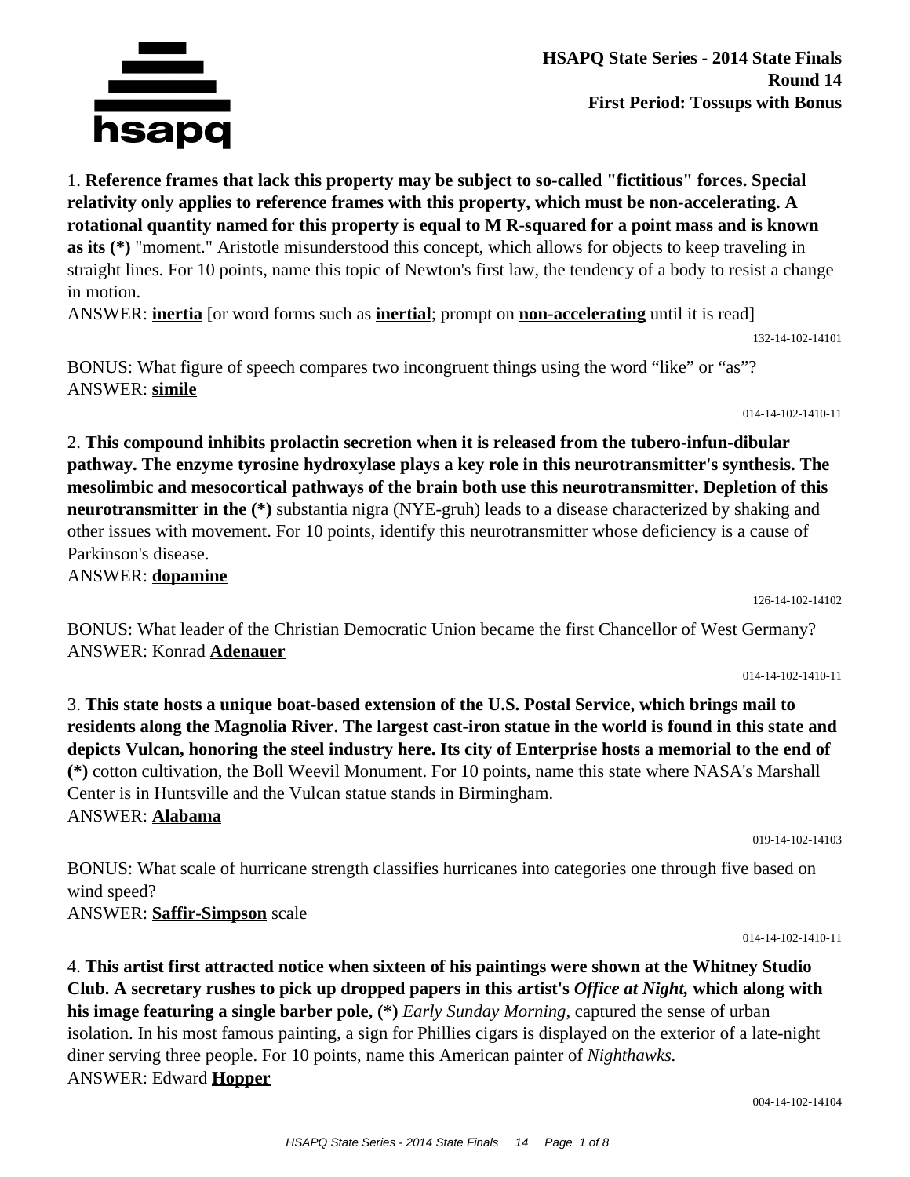**HSAPQ State Series - 2014 State Finals**
**Round 14**
**First Period: Tossups with Bonus**

1. **Reference frames that lack this property may be subject to so-called "fictitious" forces. Special relativity only applies to reference frames with this property, which must be non-accelerating. A rotational quantity named for this property is equal to M R-squared for a point mass and is known as its (*)** "moment." Aristotle misunderstood this concept, which allows for objects to keep traveling in straight lines. For 10 points, name this topic of Newton's first law, the tendency of a body to resist a change in motion.
ANSWER: **inertia** [or word forms such as **inertial**; prompt on **non-accelerating** until it is read]

132-14-102-14101

BONUS: What figure of speech compares two incongruent things using the word "like" or "as"?
ANSWER: **simile**

014-14-102-1410-11

2. **This compound inhibits prolactin secretion when it is released from the tubero-infun-dibular pathway. The enzyme tyrosine hydroxylase plays a key role in this neurotransmitter's synthesis. The mesolimbic and mesocortical pathways of the brain both use this neurotransmitter. Depletion of this neurotransmitter in the (*)** substantia nigra (NYE-gruh) leads to a disease characterized by shaking and other issues with movement. For 10 points, identify this neurotransmitter whose deficiency is a cause of Parkinson's disease.
ANSWER: **dopamine**

126-14-102-14102

BONUS: What leader of the Christian Democratic Union became the first Chancellor of West Germany?
ANSWER: Konrad **Adenauer**

014-14-102-1410-11

3. **This state hosts a unique boat-based extension of the U.S. Postal Service, which brings mail to residents along the Magnolia River. The largest cast-iron statue in the world is found in this state and depicts Vulcan, honoring the steel industry here. Its city of Enterprise hosts a memorial to the end of (*)** cotton cultivation, the Boll Weevil Monument. For 10 points, name this state where NASA's Marshall Center is in Huntsville and the Vulcan statue stands in Birmingham.
ANSWER: **Alabama**

019-14-102-14103

BONUS: What scale of hurricane strength classifies hurricanes into categories one through five based on wind speed?
ANSWER: **Saffir-Simpson** scale

014-14-102-1410-11

4. **This artist first attracted notice when sixteen of his paintings were shown at the Whitney Studio Club. A secretary rushes to pick up dropped papers in this artist's *Office at Night,* which along with his image featuring a single barber pole, (*)** *Early Sunday Morning,* captured the sense of urban isolation. In his most famous painting, a sign for Phillies cigars is displayed on the exterior of a late-night diner serving three people. For 10 points, name this American painter of *Nighthawks.*
ANSWER: Edward **Hopper**

004-14-102-14104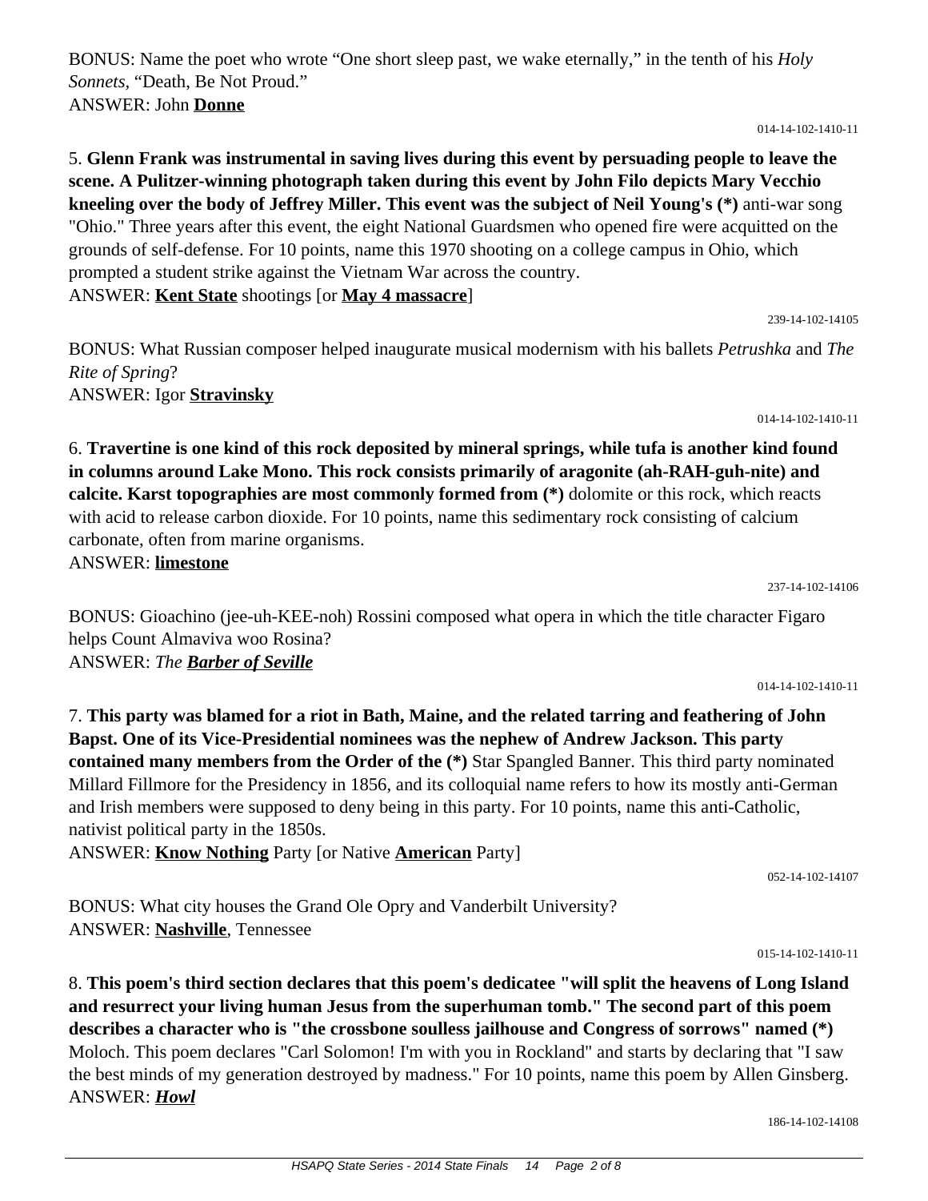BONUS: Name the poet who wrote "One short sleep past, we wake eternally," in the tenth of his *Holy Sonnets*, "Death, Be Not Proud."
ANSWER: John **Donne**

014-14-102-1410-11

5. **Glenn Frank was instrumental in saving lives during this event by persuading people to leave the scene. A Pulitzer-winning photograph taken during this event by John Filo depicts Mary Vecchio kneeling over the body of Jeffrey Miller. This event was the subject of Neil Young's (*)** anti-war song "Ohio." Three years after this event, the eight National Guardsmen who opened fire were acquitted on the grounds of self-defense. For 10 points, name this 1970 shooting on a college campus in Ohio, which prompted a student strike against the Vietnam War across the country.
ANSWER: **Kent State** shootings [or **May 4 massacre**]

239-14-102-14105

BONUS: What Russian composer helped inaugurate musical modernism with his ballets *Petrushka* and *The Rite of Spring*?
ANSWER: Igor **Stravinsky**

014-14-102-1410-11

6. **Travertine is one kind of this rock deposited by mineral springs, while tufa is another kind found in columns around Lake Mono. This rock consists primarily of aragonite (ah-RAH-guh-nite) and calcite. Karst topographies are most commonly formed from (*)** dolomite or this rock, which reacts with acid to release carbon dioxide. For 10 points, name this sedimentary rock consisting of calcium carbonate, often from marine organisms.
ANSWER: **limestone**

237-14-102-14106

BONUS: Gioachino (jee-uh-KEE-noh) Rossini composed what opera in which the title character Figaro helps Count Almaviva woo Rosina?
ANSWER: *The **Barber of Seville***

014-14-102-1410-11

7. **This party was blamed for a riot in Bath, Maine, and the related tarring and feathering of John Bapst. One of its Vice-Presidential nominees was the nephew of Andrew Jackson. This party contained many members from the Order of the (*)** Star Spangled Banner. This third party nominated Millard Fillmore for the Presidency in 1856, and its colloquial name refers to how its mostly anti-German and Irish members were supposed to deny being in this party. For 10 points, name this anti-Catholic, nativist political party in the 1850s.
ANSWER: **Know Nothing** Party [or Native **American** Party]

052-14-102-14107

BONUS: What city houses the Grand Ole Opry and Vanderbilt University?
ANSWER: **Nashville**, Tennessee

015-14-102-1410-11

8. **This poem's third section declares that this poem's dedicatee "will split the heavens of Long Island and resurrect your living human Jesus from the superhuman tomb." The second part of this poem describes a character who is "the crossbone soulless jailhouse and Congress of sorrows" named (*)** Moloch. This poem declares "Carl Solomon! I'm with you in Rockland" and starts by declaring that "I saw the best minds of my generation destroyed by madness." For 10 points, name this poem by Allen Ginsberg.
ANSWER: ***Howl***

186-14-102-14108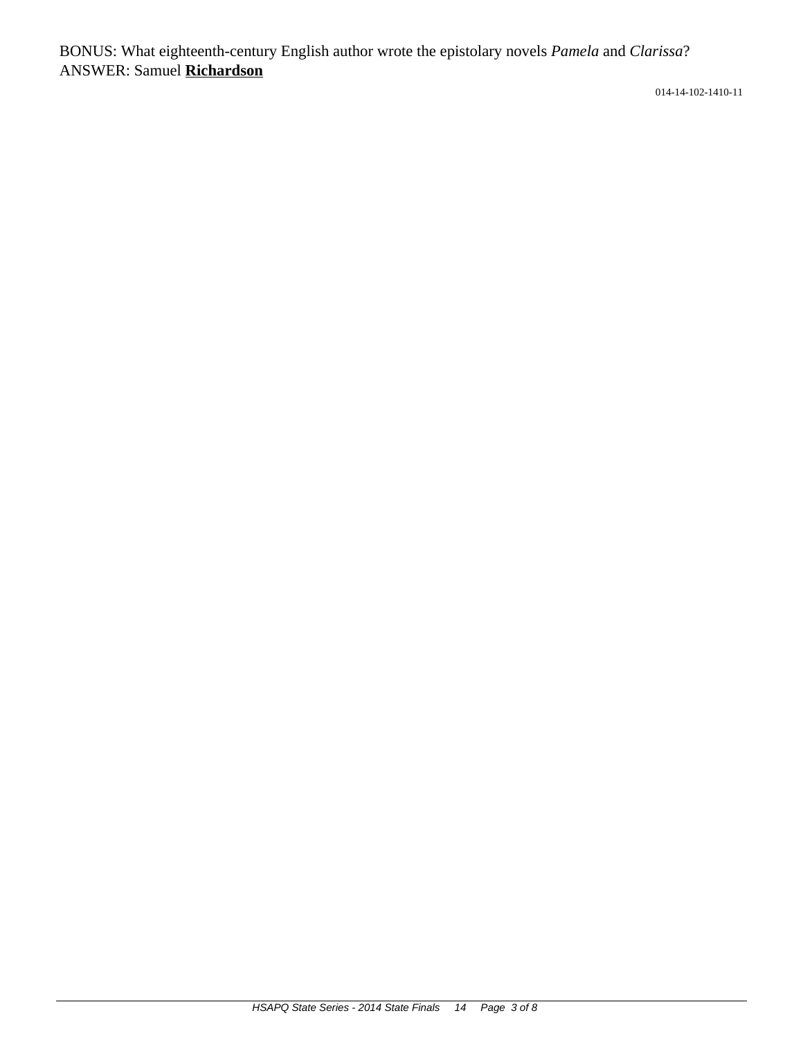BONUS: What eighteenth-century English author wrote the epistolary novels *Pamela* and *Clarissa*?
ANSWER: Samuel **<u>Richardson</u>**

014-14-102-1410-11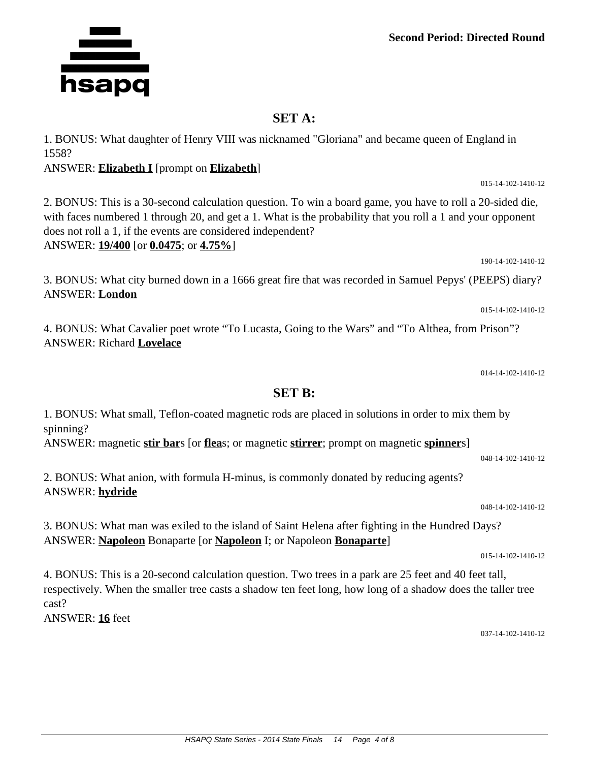**Second Period: Directed Round**

## SET A:

1. BONUS: What daughter of Henry VIII was nicknamed "Gloriana" and became queen of England in 1558?
ANSWER: **Elizabeth I** [prompt on **Elizabeth**]

015-14-102-1410-12

2. BONUS: This is a 30-second calculation question. To win a board game, you have to roll a 20-sided die, with faces numbered 1 through 20, and get a 1. What is the probability that you roll a 1 and your opponent does not roll a 1, if the events are considered independent?
ANSWER: **19/400** [or **0.0475**; or **4.75%**]

190-14-102-1410-12

3. BONUS: What city burned down in a 1666 great fire that was recorded in Samuel Pepys' (PEEPS) diary?
ANSWER: **London**

015-14-102-1410-12

4. BONUS: What Cavalier poet wrote "To Lucasta, Going to the Wars" and "To Althea, from Prison"?
ANSWER: Richard **Lovelace**

014-14-102-1410-12

## SET B:

1. BONUS: What small, Teflon-coated magnetic rods are placed in solutions in order to mix them by spinning?
ANSWER: magnetic **stir bar**s [or **flea**s; or magnetic **stirrer**; prompt on magnetic **spinner**s]

048-14-102-1410-12

2. BONUS: What anion, with formula H-minus, is commonly donated by reducing agents?
ANSWER: **hydride**

048-14-102-1410-12

3. BONUS: What man was exiled to the island of Saint Helena after fighting in the Hundred Days?
ANSWER: **Napoleon** Bonaparte [or **Napoleon** I; or Napoleon **Bonaparte**]

015-14-102-1410-12

4. BONUS: This is a 20-second calculation question. Two trees in a park are 25 feet and 40 feet tall, respectively. When the smaller tree casts a shadow ten feet long, how long of a shadow does the taller tree cast?
ANSWER: **16** feet

037-14-102-1410-12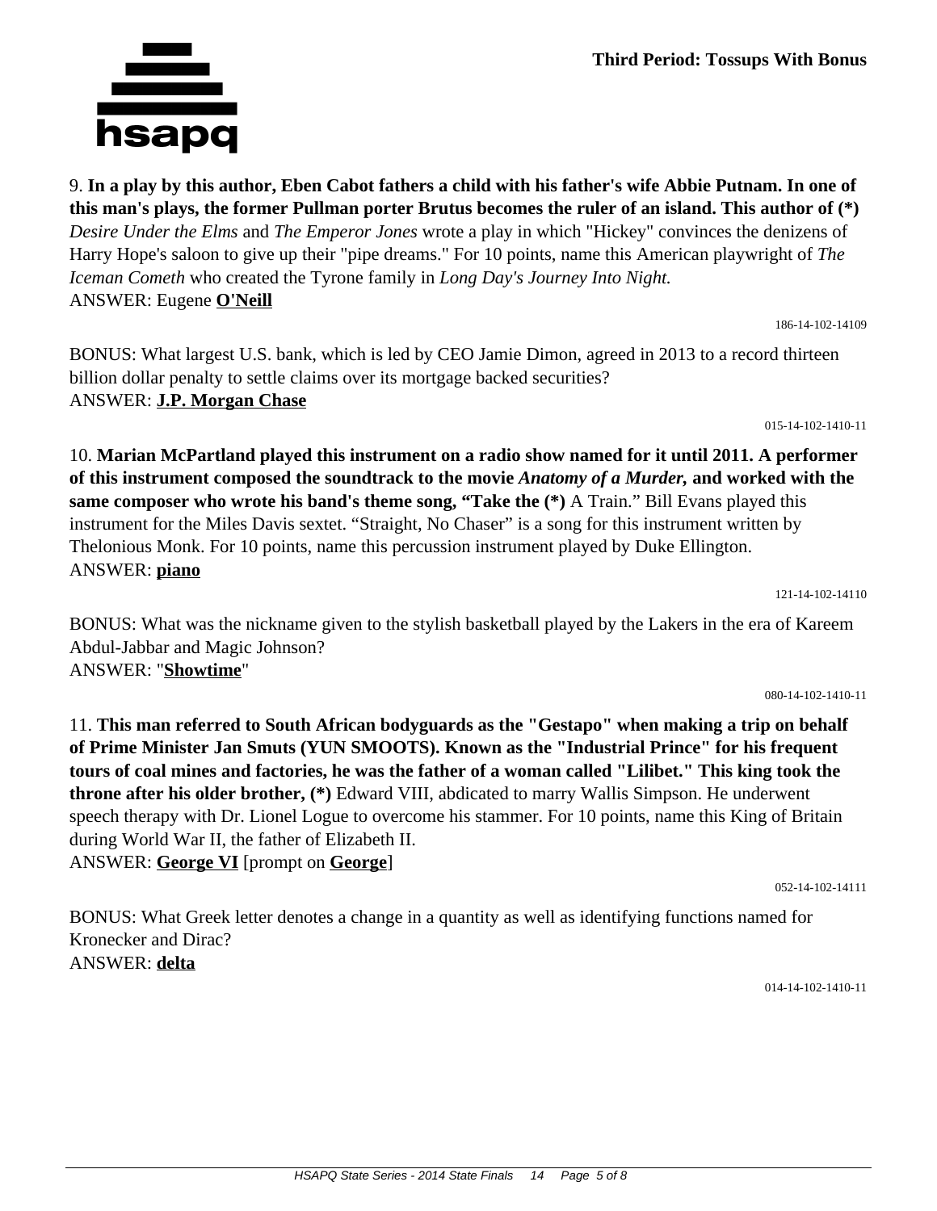**Third Period: Tossups With Bonus**

9. **In a play by this author, Eben Cabot fathers a child with his father's wife Abbie Putnam. In one of this man's plays, the former Pullman porter Brutus becomes the ruler of an island. This author of (*)** *Desire Under the Elms* and *The Emperor Jones* wrote a play in which "Hickey" convinces the denizens of Harry Hope's saloon to give up their "pipe dreams." For 10 points, name this American playwright of *The Iceman Cometh* who created the Tyrone family in *Long Day's Journey Into Night.*
ANSWER: Eugene **O'Neill**

186-14-102-14109

BONUS: What largest U.S. bank, which is led by CEO Jamie Dimon, agreed in 2013 to a record thirteen billion dollar penalty to settle claims over its mortgage backed securities?
ANSWER: **J.P. Morgan Chase**

015-14-102-1410-11

10. **Marian McPartland played this instrument on a radio show named for it until 2011. A performer of this instrument composed the soundtrack to the movie *Anatomy of a Murder,* and worked with the same composer who wrote his band's theme song, "Take the (*)** A Train." Bill Evans played this instrument for the Miles Davis sextet. "Straight, No Chaser" is a song for this instrument written by Thelonious Monk. For 10 points, name this percussion instrument played by Duke Ellington.
ANSWER: **piano**

121-14-102-14110

BONUS: What was the nickname given to the stylish basketball played by the Lakers in the era of Kareem Abdul-Jabbar and Magic Johnson?
ANSWER: "**Showtime**"

080-14-102-1410-11

11. **This man referred to South African bodyguards as the "Gestapo" when making a trip on behalf of Prime Minister Jan Smuts (YUN SMOOTS). Known as the "Industrial Prince" for his frequent tours of coal mines and factories, he was the father of a woman called "Lilibet." This king took the throne after his older brother, (*)** Edward VIII, abdicated to marry Wallis Simpson. He underwent speech therapy with Dr. Lionel Logue to overcome his stammer. For 10 points, name this King of Britain during World War II, the father of Elizabeth II.
ANSWER: **George VI** [prompt on **George**]

052-14-102-14111

BONUS: What Greek letter denotes a change in a quantity as well as identifying functions named for Kronecker and Dirac?
ANSWER: **delta**

014-14-102-1410-11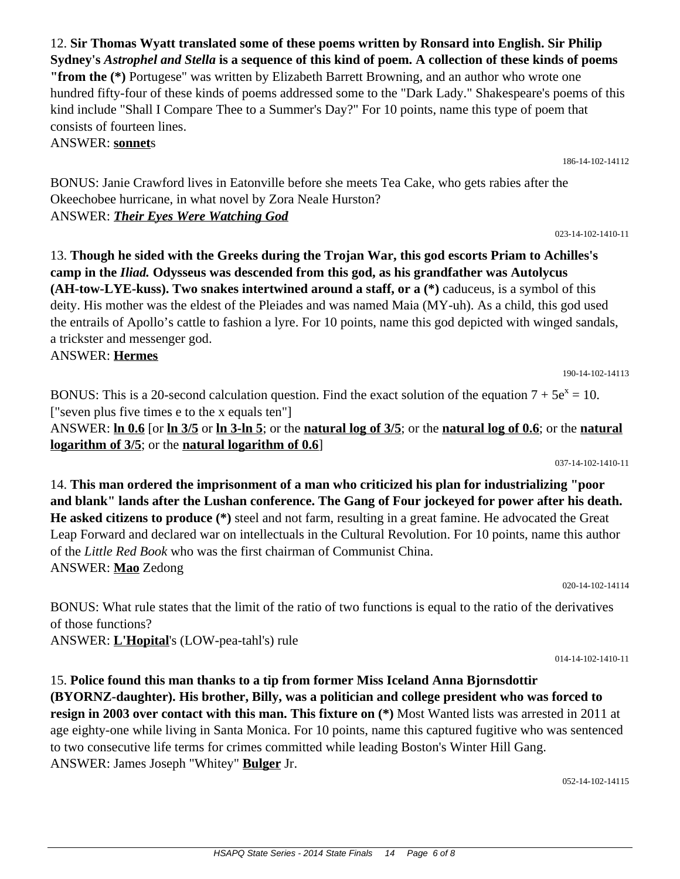12. **Sir Thomas Wyatt translated some of these poems written by Ronsard into English. Sir Philip Sydney's *Astrophel and Stella* is a sequence of this kind of poem. A collection of these kinds of poems "from the (*)** Portugese" was written by Elizabeth Barrett Browning, and an author who wrote one hundred fifty-four of these kinds of poems addressed some to the "Dark Lady." Shakespeare's poems of this kind include "Shall I Compare Thee to a Summer's Day?" For 10 points, name this type of poem that consists of fourteen lines.
ANSWER: **<u>sonnet</u>**s

186-14-102-14112

BONUS: Janie Crawford lives in Eatonville before she meets Tea Cake, who gets rabies after the Okeechobee hurricane, in what novel by Zora Neale Hurston?
ANSWER: ***<u>Their Eyes Were Watching God</u>***

023-14-102-1410-11

13. **Though he sided with the Greeks during the Trojan War, this god escorts Priam to Achilles's camp in the *Iliad.* Odysseus was descended from this god, as his grandfather was Autolycus (AH-tow-LYE-kuss). Two snakes intertwined around a staff, or a (*)** caduceus, is a symbol of this deity. His mother was the eldest of the Pleiades and was named Maia (MY-uh). As a child, this god used the entrails of Apollo's cattle to fashion a lyre. For 10 points, name this god depicted with winged sandals, a trickster and messenger god.
ANSWER: **<u>Hermes</u>**

190-14-102-14113

BONUS: This is a 20-second calculation question. Find the exact solution of the equation $7 + 5e^x = 10$. ["seven plus five times e to the x equals ten"]
ANSWER: **<u>ln 0.6</u>** [or **<u>ln 3/5</u>** or **<u>ln 3-ln 5</u>**; or the **<u>natural log of 3/5</u>**; or the **<u>natural log of 0.6</u>**; or the **<u>natural logarithm of 3/5</u>**; or the **<u>natural logarithm of 0.6</u>**]

037-14-102-1410-11

14. **This man ordered the imprisonment of a man who criticized his plan for industrializing "poor and blank" lands after the Lushan conference. The Gang of Four jockeyed for power after his death. He asked citizens to produce (*)** steel and not farm, resulting in a great famine. He advocated the Great Leap Forward and declared war on intellectuals in the Cultural Revolution. For 10 points, name this author of the *Little Red Book* who was the first chairman of Communist China.
ANSWER: **<u>Mao</u>** Zedong

020-14-102-14114

BONUS: What rule states that the limit of the ratio of two functions is equal to the ratio of the derivatives of those functions?
ANSWER: **<u>L'Hopital</u>**'s (LOW-pea-tahl's) rule

014-14-102-1410-11

15. **Police found this man thanks to a tip from former Miss Iceland Anna Bjornsdottir (BYORNZ-daughter). His brother, Billy, was a politician and college president who was forced to resign in 2003 over contact with this man. This fixture on (*)** Most Wanted lists was arrested in 2011 at age eighty-one while living in Santa Monica. For 10 points, name this captured fugitive who was sentenced to two consecutive life terms for crimes committed while leading Boston's Winter Hill Gang.
ANSWER: James Joseph "Whitey" **<u>Bulger</u>** Jr.

052-14-102-14115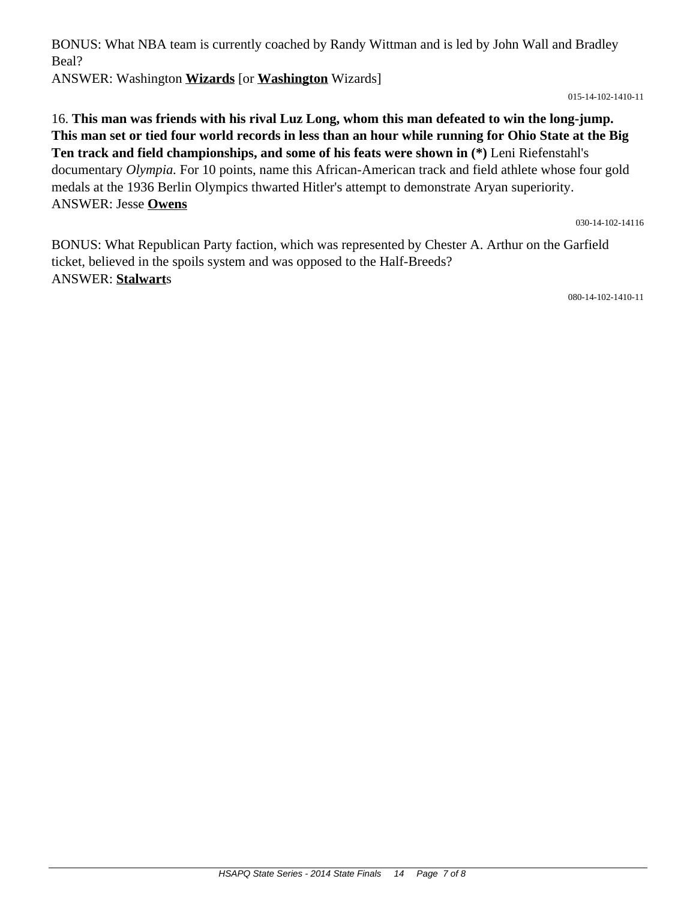BONUS: What NBA team is currently coached by Randy Wittman and is led by John Wall and Bradley Beal?
ANSWER: Washington **<u>Wizards</u>** [or **<u>Washington</u>** Wizards]

015-14-102-1410-11

16. **This man was friends with his rival Luz Long, whom this man defeated to win the long-jump. This man set or tied four world records in less than an hour while running for Ohio State at the Big Ten track and field championships, and some of his feats were shown in (*)** Leni Riefenstahl's documentary *Olympia.* For 10 points, name this African-American track and field athlete whose four gold medals at the 1936 Berlin Olympics thwarted Hitler's attempt to demonstrate Aryan superiority.
ANSWER: Jesse **<u>Owens</u>**

030-14-102-14116

BONUS: What Republican Party faction, which was represented by Chester A. Arthur on the Garfield ticket, believed in the spoils system and was opposed to the Half-Breeds?
ANSWER: **<u>Stalwart</u>**s

080-14-102-1410-11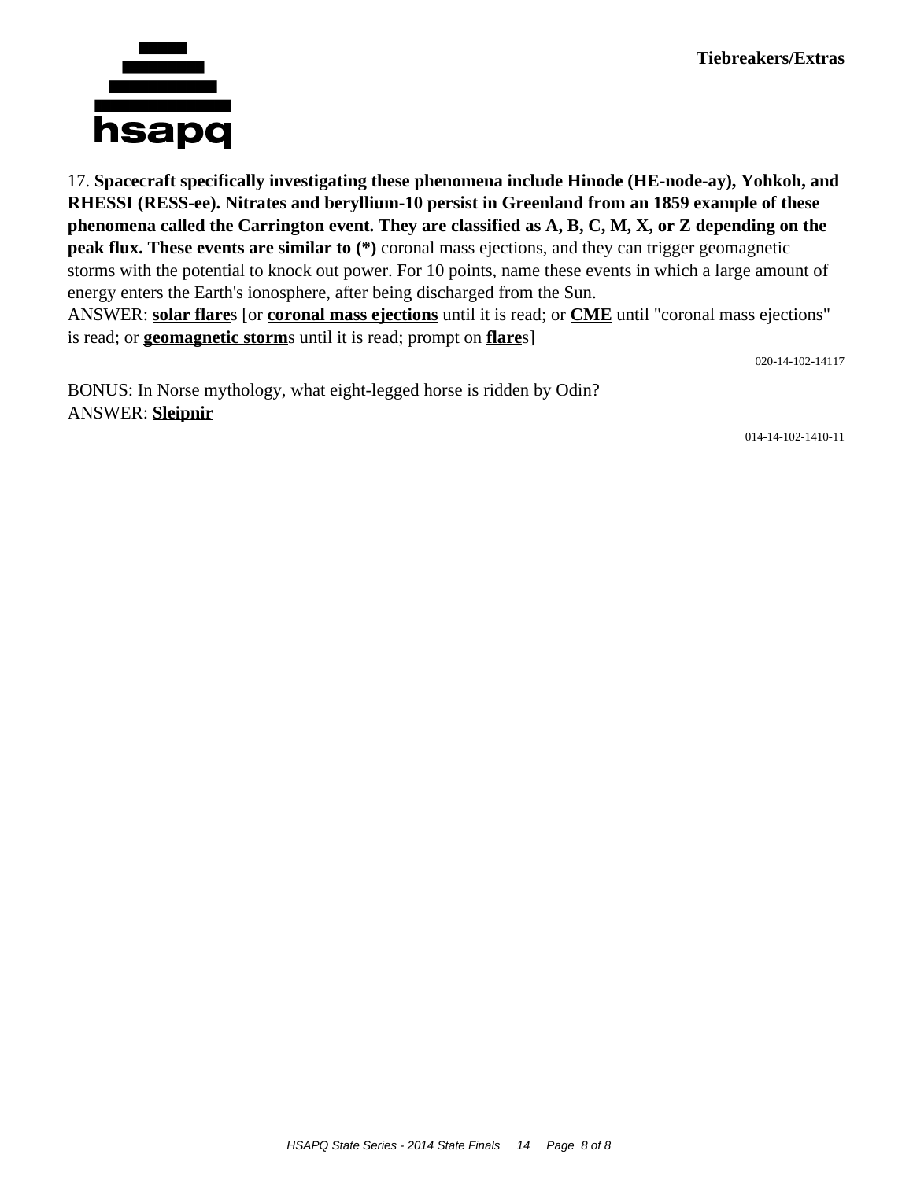17. **Spacecraft specifically investigating these phenomena include Hinode (HE-node-ay), Yohkoh, and RHESSI (RESS-ee). Nitrates and beryllium-10 persist in Greenland from an 1859 example of these phenomena called the Carrington event. They are classified as A, B, C, M, X, or Z depending on the peak flux. These events are similar to (*)** coronal mass ejections, and they can trigger geomagnetic storms with the potential to knock out power. For 10 points, name these events in which a large amount of energy enters the Earth's ionosphere, after being discharged from the Sun.

ANSWER: **solar flare**s [or **coronal mass ejections** until it is read; or **CME** until "coronal mass ejections" is read; or **geomagnetic storm**s until it is read; prompt on **flare**s]

020-14-102-14117

BONUS: In Norse mythology, what eight-legged horse is ridden by Odin?

ANSWER: **Sleipnir**

014-14-102-1410-11